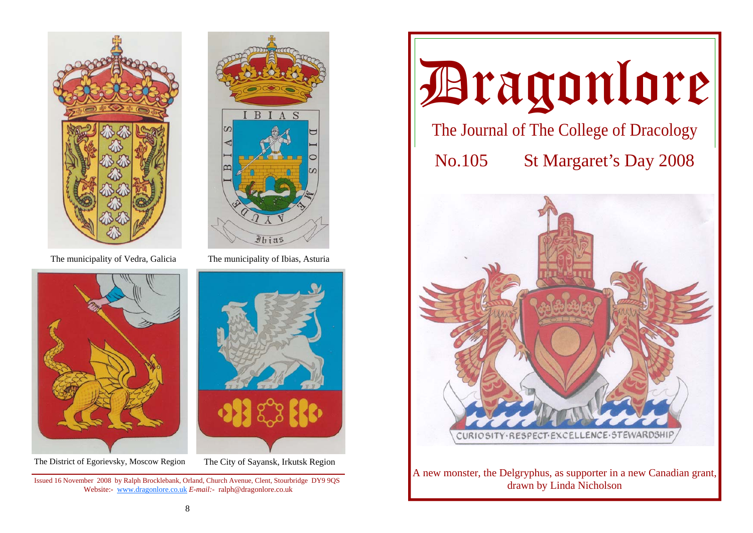The municipality of Vedra, Galicia

The municipality of Ibias, Asturia

The District of Egorievsky, Moscow Region

The City of Sayansk, Irkutsk Region

Issued 16 November 2008 by Ralph Brocklebank, Orland, Church Avenue, Clent, Stourbridge DY9 9QS
Website:- [www.dragonlore.co.uk](http://www.dragonlore.co.uk) *E-mail:-* ralph@dragonlore.co.uk

# Dragonlore

## The Journal of The College of Dracology

### No.105 St Margaret's Day 2008

A new monster, the Delgryphus, as supporter in a new Canadian grant, drawn by Linda Nicholson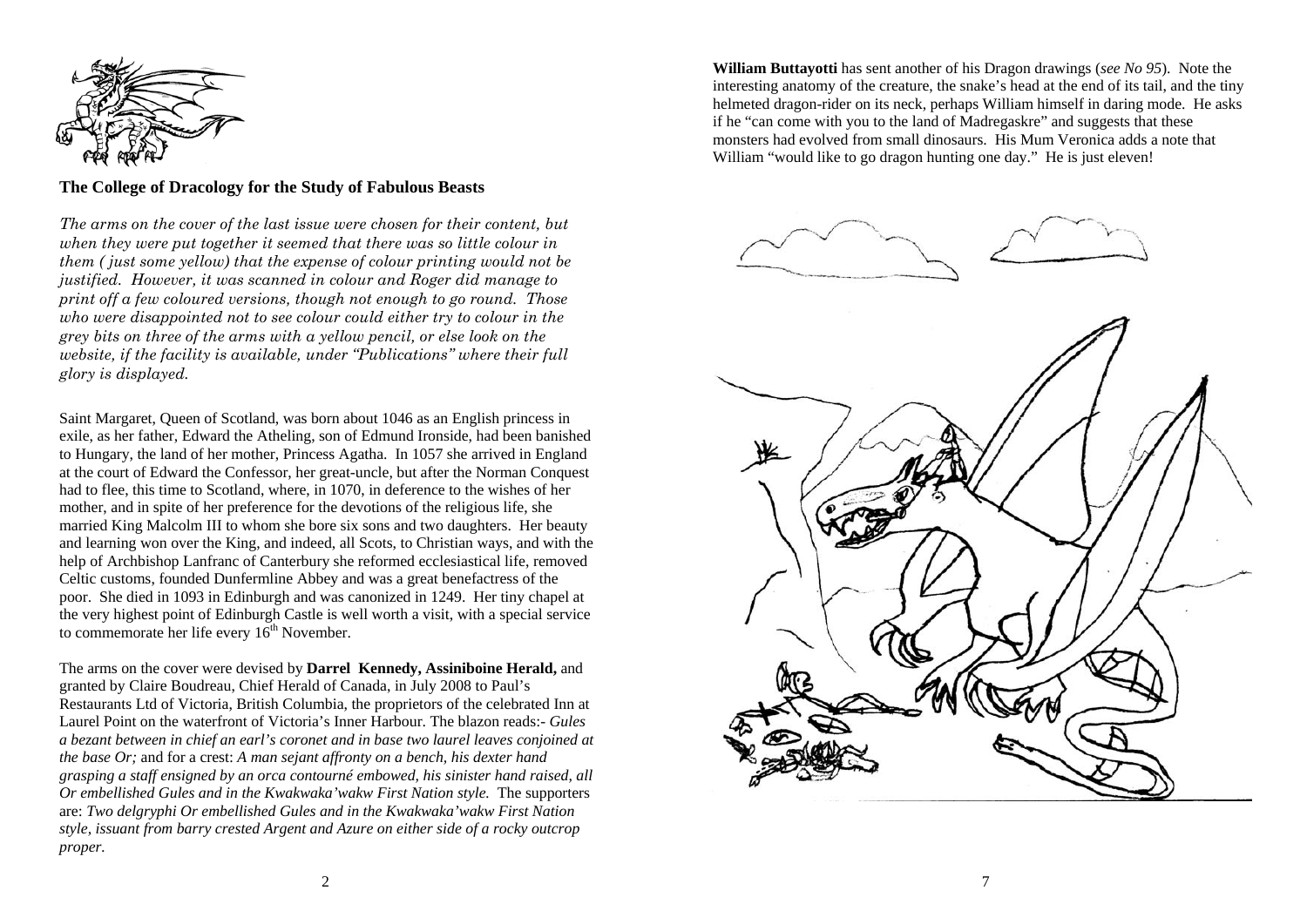## The College of Dracology for the Study of Fabulous Beasts

*The arms on the cover of the last issue were chosen for their content, but when they were put together it seemed that there was so little colour in them ( just some yellow) that the expense of colour printing would not be justified. However, it was scanned in colour and Roger did manage to print off a few coloured versions, though not enough to go round. Those who were disappointed not to see colour could either try to colour in the grey bits on three of the arms with a yellow pencil, or else look on the website, if the facility is available, under "Publications" where their full glory is displayed.*

Saint Margaret, Queen of Scotland, was born about 1046 as an English princess in exile, as her father, Edward the Atheling, son of Edmund Ironside, had been banished to Hungary, the land of her mother, Princess Agatha. In 1057 she arrived in England at the court of Edward the Confessor, her great-uncle, but after the Norman Conquest had to flee, this time to Scotland, where, in 1070, in deference to the wishes of her mother, and in spite of her preference for the devotions of the religious life, she married King Malcolm III to whom she bore six sons and two daughters. Her beauty and learning won over the King, and indeed, all Scots, to Christian ways, and with the help of Archbishop Lanfranc of Canterbury she reformed ecclesiastical life, removed Celtic customs, founded Dunfermline Abbey and was a great benefactress of the poor. She died in 1093 in Edinburgh and was canonized in 1249. Her tiny chapel at the very highest point of Edinburgh Castle is well worth a visit, with a special service to commemorate her life every 16th November.

The arms on the cover were devised by **Darrel Kennedy, Assiniboine Herald,** and granted by Claire Boudreau, Chief Herald of Canada, in July 2008 to Paul's Restaurants Ltd of Victoria, British Columbia, the proprietors of the celebrated Inn at Laurel Point on the waterfront of Victoria's Inner Harbour. The blazon reads:- *Gules a bezant between in chief an earl's coronet and in base two laurel leaves conjoined at the base Or;* and for a crest: *A man sejant affronty on a bench, his dexter hand grasping a staff ensigned by an orca contourné embowed, his sinister hand raised, all Or embellished Gules and in the Kwakwaka'wakw First Nation style.* The supporters are: *Two delgryphi Or embellished Gules and in the Kwakwaka'wakw First Nation style, issuant from barry crested Argent and Azure on either side of a rocky outcrop proper.*

**William Buttayotti** has sent another of his Dragon drawings (*see No 95*). Note the interesting anatomy of the creature, the snake's head at the end of its tail, and the tiny helmeted dragon-rider on its neck, perhaps William himself in daring mode. He asks if he "can come with you to the land of Madregaskre" and suggests that these monsters had evolved from small dinosaurs. His Mum Veronica adds a note that William "would like to go dragon hunting one day." He is just eleven!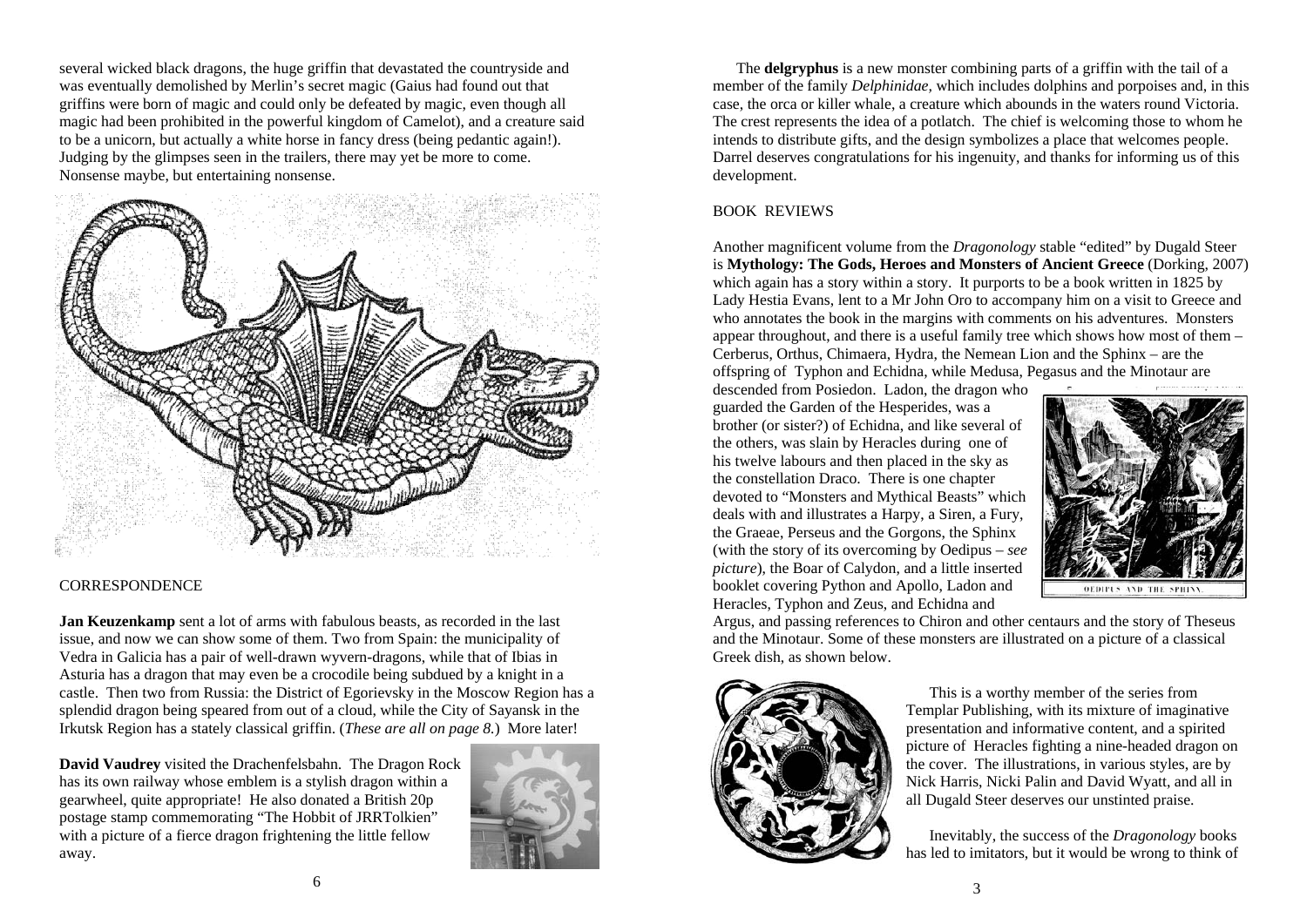several wicked black dragons, the huge griffin that devastated the countryside and was eventually demolished by Merlin's secret magic (Gaius had found out that griffins were born of magic and could only be defeated by magic, even though all magic had been prohibited in the powerful kingdom of Camelot), and a creature said to be a unicorn, but actually a white horse in fancy dress (being pedantic again!). Judging by the glimpses seen in the trailers, there may yet be more to come. Nonsense maybe, but entertaining nonsense.

## CORRESPONDENCE

**Jan Keuzenkamp** sent a lot of arms with fabulous beasts, as recorded in the last issue, and now we can show some of them. Two from Spain: the municipality of Vedra in Galicia has a pair of well-drawn wyvern-dragons, while that of Ibias in Asturia has a dragon that may even be a crocodile being subdued by a knight in a castle. Then two from Russia: the District of Egorievsky in the Moscow Region has a splendid dragon being speared from out of a cloud, while the City of Sayansk in the Irkutsk Region has a stately classical griffin. (*These are all on page 8.*) More later!

**David Vaudrey** visited the Drachenfelsbahn. The Dragon Rock has its own railway whose emblem is a stylish dragon within a gearwheel, quite appropriate! He also donated a British 20p postage stamp commemorating "The Hobbit of JRRTolkien" with a picture of a fierce dragon frightening the little fellow away.

The **delgryphus** is a new monster combining parts of a griffin with the tail of a member of the family *Delphinidae,* which includes dolphins and porpoises and, in this case, the orca or killer whale, a creature which abounds in the waters round Victoria. The crest represents the idea of a potlatch. The chief is welcoming those to whom he intends to distribute gifts, and the design symbolizes a place that welcomes people. Darrel deserves congratulations for his ingenuity, and thanks for informing us of this development.

## BOOK REVIEWS

Another magnificent volume from the *Dragonology* stable "edited" by Dugald Steer is **Mythology: The Gods, Heroes and Monsters of Ancient Greece** (Dorking, 2007) which again has a story within a story. It purports to be a book written in 1825 by Lady Hestia Evans, lent to a Mr John Oro to accompany him on a visit to Greece and who annotates the book in the margins with comments on his adventures. Monsters appear throughout, and there is a useful family tree which shows how most of them – Cerberus, Orthus, Chimaera, Hydra, the Nemean Lion and the Sphinx – are the offspring of Typhon and Echidna, while Medusa, Pegasus and the Minotaur are descended from Posiedon. Ladon, the dragon who guarded the Garden of the Hesperides, was a brother (or sister?) of Echidna, and like several of the others, was slain by Heracles during one of his twelve labours and then placed in the sky as the constellation Draco. There is one chapter devoted to "Monsters and Mythical Beasts" which deals with and illustrates a Harpy, a Siren, a Fury, the Graeae, Perseus and the Gorgons, the Sphinx (with the story of its overcoming by Oedipus – *see picture*), the Boar of Calydon, and a little inserted booklet covering Python and Apollo, Ladon and Heracles, Typhon and Zeus, and Echidna and Argus, and passing references to Chiron and other centaurs and the story of Theseus and the Minotaur. Some of these monsters are illustrated on a picture of a classical Greek dish, as shown below.

OEDIPUS AND THE SPHINX.

This is a worthy member of the series from Templar Publishing, with its mixture of imaginative presentation and informative content, and a spirited picture of Heracles fighting a nine-headed dragon on the cover. The illustrations, in various styles, are by Nick Harris, Nicki Palin and David Wyatt, and all in all Dugald Steer deserves our unstinted praise.

Inevitably, the success of the *Dragonology* books has led to imitators, but it would be wrong to think of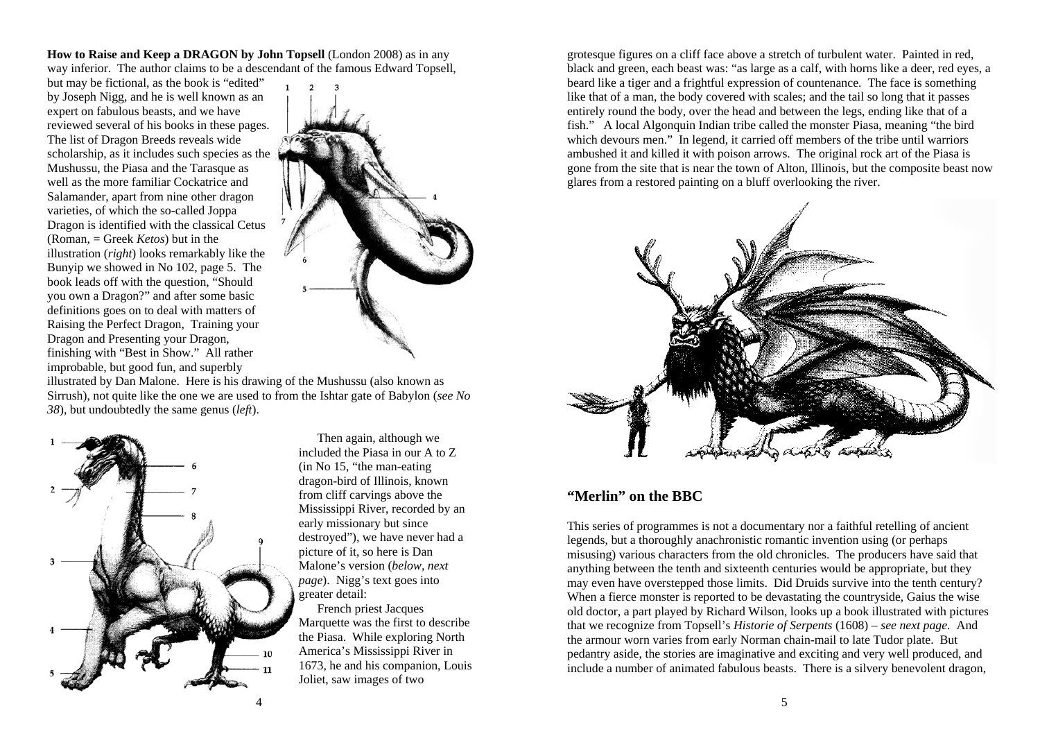**How to Raise and Keep a DRAGON by John Topsell** (London 2008) as in any way inferior. The author claims to be a descendant of the famous Edward Topsell, but may be fictional, as the book is "edited" by Joseph Nigg, and he is well known as an expert on fabulous beasts, and we have reviewed several of his books in these pages. The list of Dragon Breeds reveals wide scholarship, as it includes such species as the Mushussu, the Piasa and the Tarasque as well as the more familiar Cockatrice and Salamander, apart from nine other dragon varieties, of which the so-called Joppa Dragon is identified with the classical Cetus (Roman, = Greek *Ketos*) but in the illustration (*right*) looks remarkably like the Bunyip we showed in No 102, page 5. The book leads off with the question, "Should you own a Dragon?" and after some basic definitions goes on to deal with matters of Raising the Perfect Dragon, Training your Dragon and Presenting your Dragon, finishing with "Best in Show." All rather improbable, but good fun, and superbly illustrated by Dan Malone. Here is his drawing of the Mushussu (also known as Sirrush), not quite like the one we are used to from the Ishtar gate of Babylon (*see No 38*), but undoubtedly the same genus (*left*).

Then again, although we included the Piasa in our A to Z (in No 15, "the man-eating dragon-bird of Illinois, known from cliff carvings above the Mississippi River, recorded by an early missionary but since destroyed"), we have never had a picture of it, so here is Dan Malone's version (*below, next page*). Nigg's text goes into greater detail:

French priest Jacques Marquette was the first to describe the Piasa. While exploring North America's Mississippi River in 1673, he and his companion, Louis Joliet, saw images of two grotesque figures on a cliff face above a stretch of turbulent water. Painted in red, black and green, each beast was: "as large as a calf, with horns like a deer, red eyes, a beard like a tiger and a frightful expression of countenance. The face is something like that of a man, the body covered with scales; and the tail so long that it passes entirely round the body, over the head and between the legs, ending like that of a fish." A local Algonquin Indian tribe called the monster Piasa, meaning "the bird which devours men." In legend, it carried off members of the tribe until warriors ambushed it and killed it with poison arrows. The original rock art of the Piasa is gone from the site that is near the town of Alton, Illinois, but the composite beast now glares from a restored painting on a bluff overlooking the river.

## "Merlin" on the BBC

This series of programmes is not a documentary nor a faithful retelling of ancient legends, but a thoroughly anachronistic romantic invention using (or perhaps misusing) various characters from the old chronicles. The producers have said that anything between the tenth and sixteenth centuries would be appropriate, but they may even have overstepped those limits. Did Druids survive into the tenth century? When a fierce monster is reported to be devastating the countryside, Gaius the wise old doctor, a part played by Richard Wilson, looks up a book illustrated with pictures that we recognize from Topsell's *Historie of Serpents* (1608) – *see next page*. And the armour worn varies from early Norman chain-mail to late Tudor plate. But pedantry aside, the stories are imaginative and exciting and very well produced, and include a number of animated fabulous beasts. There is a silvery benevolent dragon,